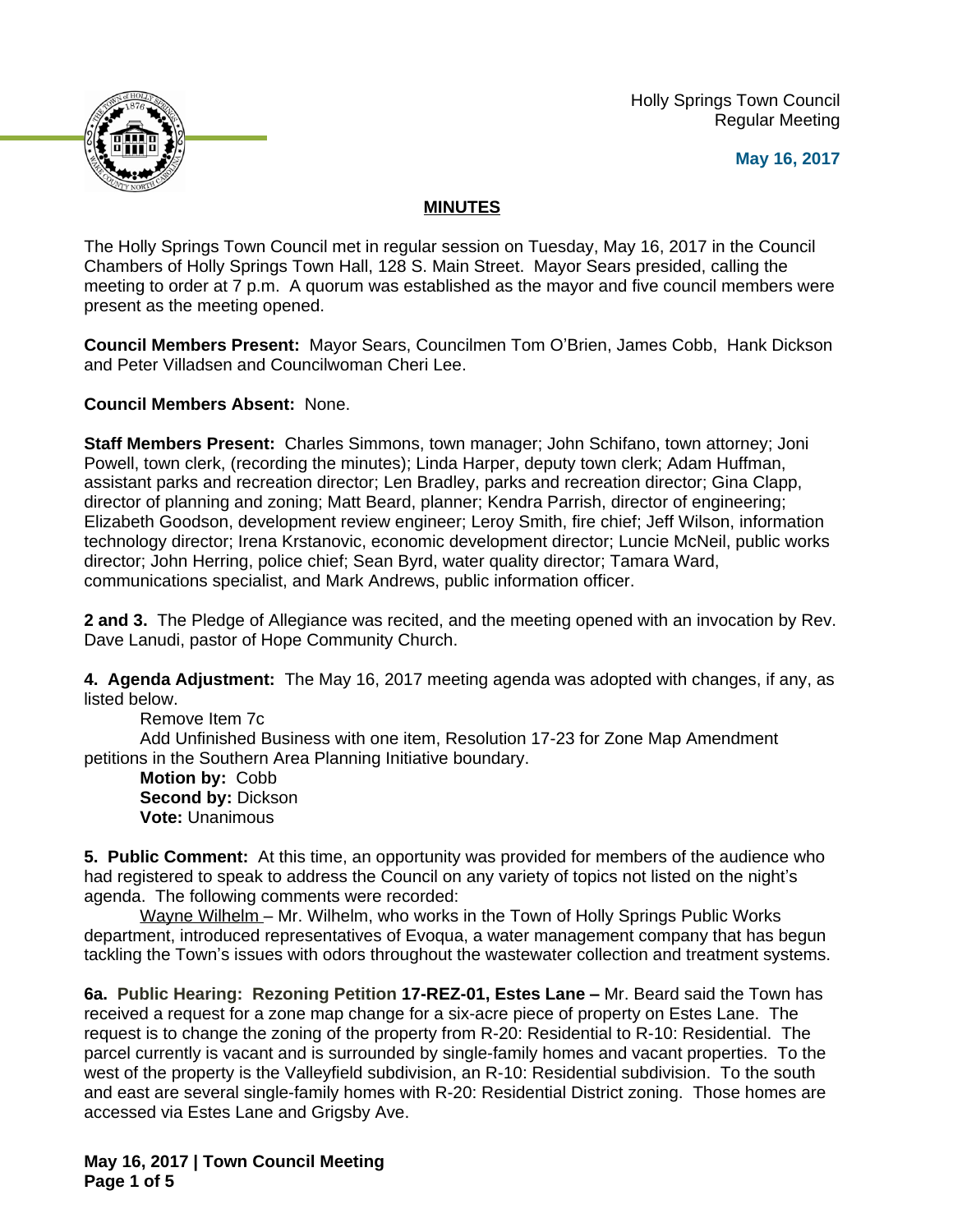Holly Springs Town Council
Regular Meeting

**May 16, 2017**

## MINUTES

The Holly Springs Town Council met in regular session on Tuesday, May 16, 2017 in the Council Chambers of Holly Springs Town Hall, 128 S. Main Street. Mayor Sears presided, calling the meeting to order at 7 p.m. A quorum was established as the mayor and five council members were present as the meeting opened.

**Council Members Present:** Mayor Sears, Councilmen Tom O'Brien, James Cobb, Hank Dickson and Peter Villadsen and Councilwoman Cheri Lee.

**Council Members Absent:** None.

**Staff Members Present:** Charles Simmons, town manager; John Schifano, town attorney; Joni Powell, town clerk, (recording the minutes); Linda Harper, deputy town clerk; Adam Huffman, assistant parks and recreation director; Len Bradley, parks and recreation director; Gina Clapp, director of planning and zoning; Matt Beard, planner; Kendra Parrish, director of engineering; Elizabeth Goodson, development review engineer; Leroy Smith, fire chief; Jeff Wilson, information technology director; Irena Krstanovic, economic development director; Luncie McNeil, public works director; John Herring, police chief; Sean Byrd, water quality director; Tamara Ward, communications specialist, and Mark Andrews, public information officer.

**2 and 3.** The Pledge of Allegiance was recited, and the meeting opened with an invocation by Rev. Dave Lanudi, pastor of Hope Community Church.

**4. Agenda Adjustment:** The May 16, 2017 meeting agenda was adopted with changes, if any, as listed below.

Remove Item 7c

Add Unfinished Business with one item, Resolution 17-23 for Zone Map Amendment petitions in the Southern Area Planning Initiative boundary.

**Motion by:** Cobb
**Second by:** Dickson
**Vote:** Unanimous

**5. Public Comment:** At this time, an opportunity was provided for members of the audience who had registered to speak to address the Council on any variety of topics not listed on the night's agenda. The following comments were recorded:

Wayne Wilhelm – Mr. Wilhelm, who works in the Town of Holly Springs Public Works department, introduced representatives of Evoqua, a water management company that has begun tackling the Town's issues with odors throughout the wastewater collection and treatment systems.

**6a. Public Hearing: Rezoning Petition 17-REZ-01, Estes Lane –** Mr. Beard said the Town has received a request for a zone map change for a six-acre piece of property on Estes Lane. The request is to change the zoning of the property from R-20: Residential to R-10: Residential. The parcel currently is vacant and is surrounded by single-family homes and vacant properties. To the west of the property is the Valleyfield subdivision, an R-10: Residential subdivision. To the south and east are several single-family homes with R-20: Residential District zoning. Those homes are accessed via Estes Lane and Grigsby Ave.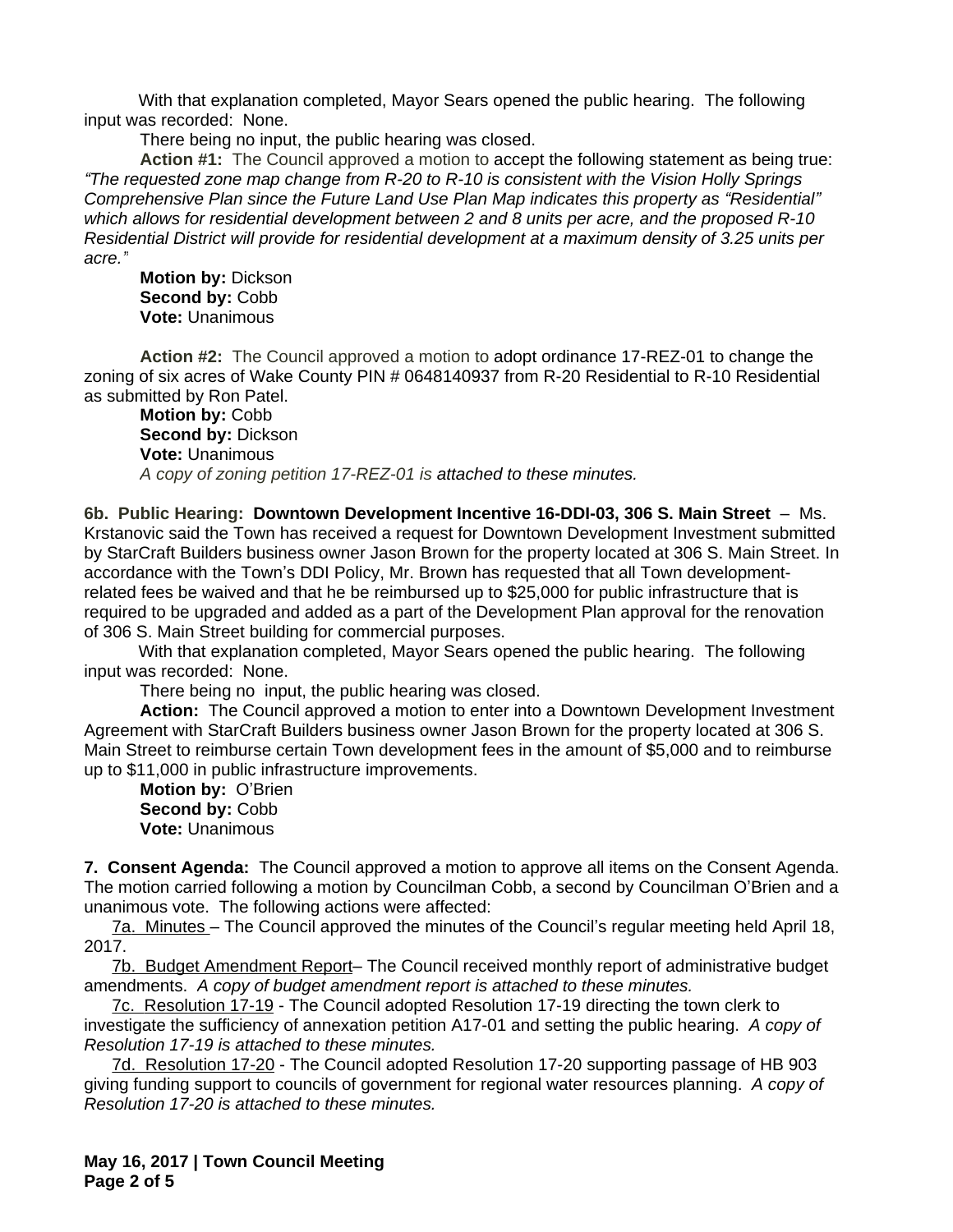With that explanation completed, Mayor Sears opened the public hearing. The following input was recorded: None.

There being no input, the public hearing was closed.

**Action #1:** The Council approved a motion to accept the following statement as being true: *"The requested zone map change from R-20 to R-10 is consistent with the Vision Holly Springs Comprehensive Plan since the Future Land Use Plan Map indicates this property as "Residential" which allows for residential development between 2 and 8 units per acre, and the proposed R-10 Residential District will provide for residential development at a maximum density of 3.25 units per acre."*

**Motion by:** Dickson
**Second by:** Cobb
**Vote:** Unanimous

**Action #2:** The Council approved a motion to adopt ordinance 17-REZ-01 to change the zoning of six acres of Wake County PIN # 0648140937 from R-20 Residential to R-10 Residential as submitted by Ron Patel.

**Motion by:** Cobb
**Second by:** Dickson
**Vote:** Unanimous
*A copy of zoning petition 17-REZ-01 is attached to these minutes.*

**6b. Public Hearing: Downtown Development Incentive 16-DDI-03, 306 S. Main Street** – Ms. Krstanovic said the Town has received a request for Downtown Development Investment submitted by StarCraft Builders business owner Jason Brown for the property located at 306 S. Main Street. In accordance with the Town's DDI Policy, Mr. Brown has requested that all Town development-related fees be waived and that he be reimbursed up to $25,000 for public infrastructure that is required to be upgraded and added as a part of the Development Plan approval for the renovation of 306 S. Main Street building for commercial purposes.

With that explanation completed, Mayor Sears opened the public hearing. The following input was recorded: None.

There being no input, the public hearing was closed.

**Action:** The Council approved a motion to enter into a Downtown Development Investment Agreement with StarCraft Builders business owner Jason Brown for the property located at 306 S. Main Street to reimburse certain Town development fees in the amount of $5,000 and to reimburse up to $11,000 in public infrastructure improvements.

**Motion by:** O'Brien
**Second by:** Cobb
**Vote:** Unanimous

**7. Consent Agenda:** The Council approved a motion to approve all items on the Consent Agenda. The motion carried following a motion by Councilman Cobb, a second by Councilman O'Brien and a unanimous vote. The following actions were affected:

7a. Minutes – The Council approved the minutes of the Council's regular meeting held April 18, 2017.

7b. Budget Amendment Report– The Council received monthly report of administrative budget amendments. *A copy of budget amendment report is attached to these minutes.*

7c. Resolution 17-19 - The Council adopted Resolution 17-19 directing the town clerk to investigate the sufficiency of annexation petition A17-01 and setting the public hearing. *A copy of Resolution 17-19 is attached to these minutes.*

7d. Resolution 17-20 - The Council adopted Resolution 17-20 supporting passage of HB 903 giving funding support to councils of government for regional water resources planning. *A copy of Resolution 17-20 is attached to these minutes.*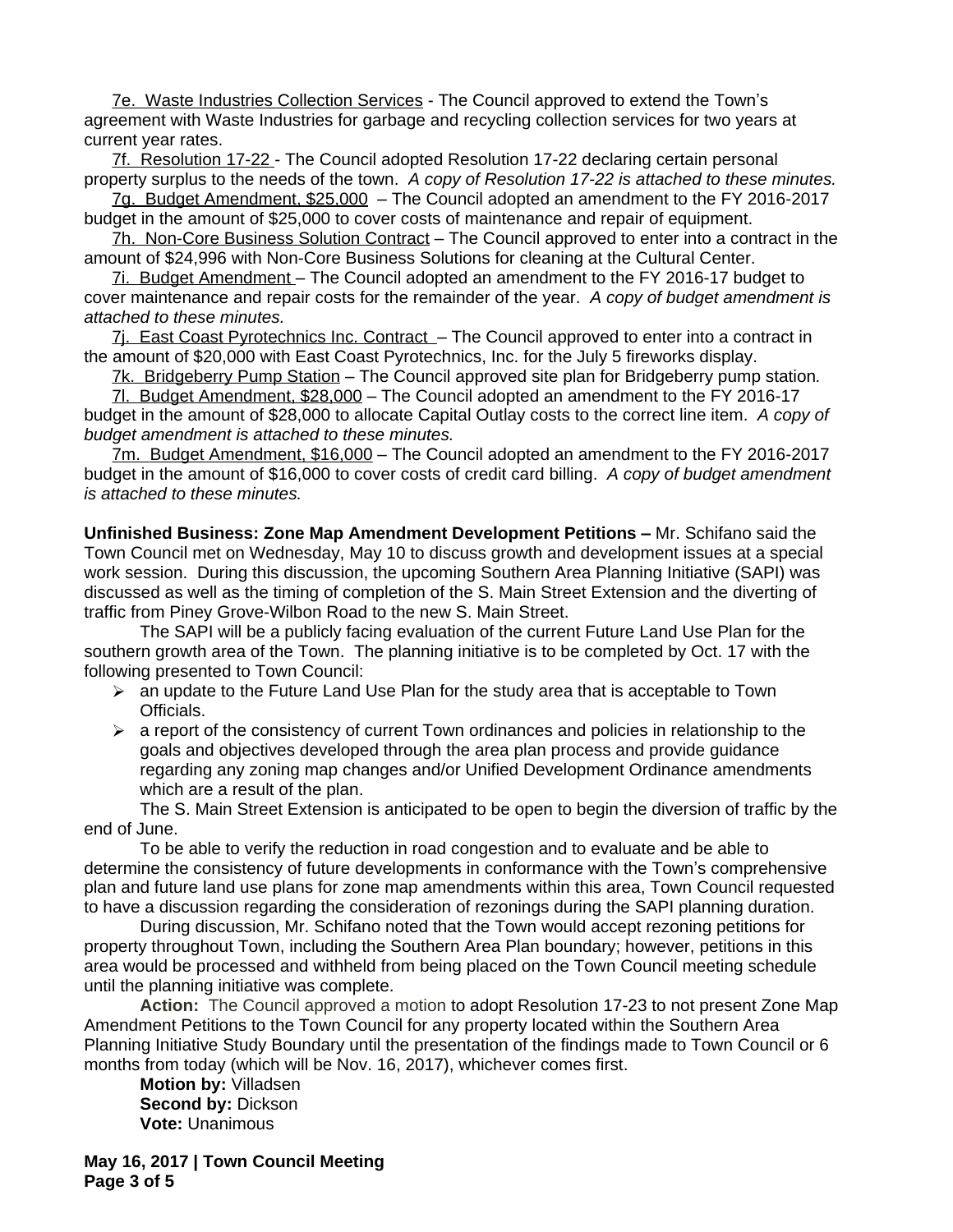7e. Waste Industries Collection Services - The Council approved to extend the Town's agreement with Waste Industries for garbage and recycling collection services for two years at current year rates.

7f. Resolution 17-22 - The Council adopted Resolution 17-22 declaring certain personal property surplus to the needs of the town. *A copy of Resolution 17-22 is attached to these minutes.*

7g. Budget Amendment, $25,000 – The Council adopted an amendment to the FY 2016-2017 budget in the amount of $25,000 to cover costs of maintenance and repair of equipment.

7h. Non-Core Business Solution Contract – The Council approved to enter into a contract in the amount of $24,996 with Non-Core Business Solutions for cleaning at the Cultural Center.

7i. Budget Amendment – The Council adopted an amendment to the FY 2016-17 budget to cover maintenance and repair costs for the remainder of the year. *A copy of budget amendment is attached to these minutes.*

7j. East Coast Pyrotechnics Inc. Contract – The Council approved to enter into a contract in the amount of $20,000 with East Coast Pyrotechnics, Inc. for the July 5 fireworks display.

7k. Bridgeberry Pump Station – The Council approved site plan for Bridgeberry pump station*.*

7l. Budget Amendment, $28,000 – The Council adopted an amendment to the FY 2016-17 budget in the amount of $28,000 to allocate Capital Outlay costs to the correct line item. *A copy of budget amendment is attached to these minutes.*

7m. Budget Amendment, $16,000 – The Council adopted an amendment to the FY 2016-2017 budget in the amount of $16,000 to cover costs of credit card billing. *A copy of budget amendment is attached to these minutes.*

**Unfinished Business: Zone Map Amendment Development Petitions –** Mr. Schifano said the Town Council met on Wednesday, May 10 to discuss growth and development issues at a special work session. During this discussion, the upcoming Southern Area Planning Initiative (SAPI) was discussed as well as the timing of completion of the S. Main Street Extension and the diverting of traffic from Piney Grove-Wilbon Road to the new S. Main Street.

The SAPI will be a publicly facing evaluation of the current Future Land Use Plan for the southern growth area of the Town. The planning initiative is to be completed by Oct. 17 with the following presented to Town Council:

- an update to the Future Land Use Plan for the study area that is acceptable to Town Officials.
- a report of the consistency of current Town ordinances and policies in relationship to the goals and objectives developed through the area plan process and provide guidance regarding any zoning map changes and/or Unified Development Ordinance amendments which are a result of the plan.

The S. Main Street Extension is anticipated to be open to begin the diversion of traffic by the end of June.

To be able to verify the reduction in road congestion and to evaluate and be able to determine the consistency of future developments in conformance with the Town's comprehensive plan and future land use plans for zone map amendments within this area, Town Council requested to have a discussion regarding the consideration of rezonings during the SAPI planning duration.

During discussion, Mr. Schifano noted that the Town would accept rezoning petitions for property throughout Town, including the Southern Area Plan boundary; however, petitions in this area would be processed and withheld from being placed on the Town Council meeting schedule until the planning initiative was complete.

**Action:** The Council approved a motion to adopt Resolution 17-23 to not present Zone Map Amendment Petitions to the Town Council for any property located within the Southern Area Planning Initiative Study Boundary until the presentation of the findings made to Town Council or 6 months from today (which will be Nov. 16, 2017), whichever comes first.

**Motion by:** Villadsen
**Second by:** Dickson
**Vote:** Unanimous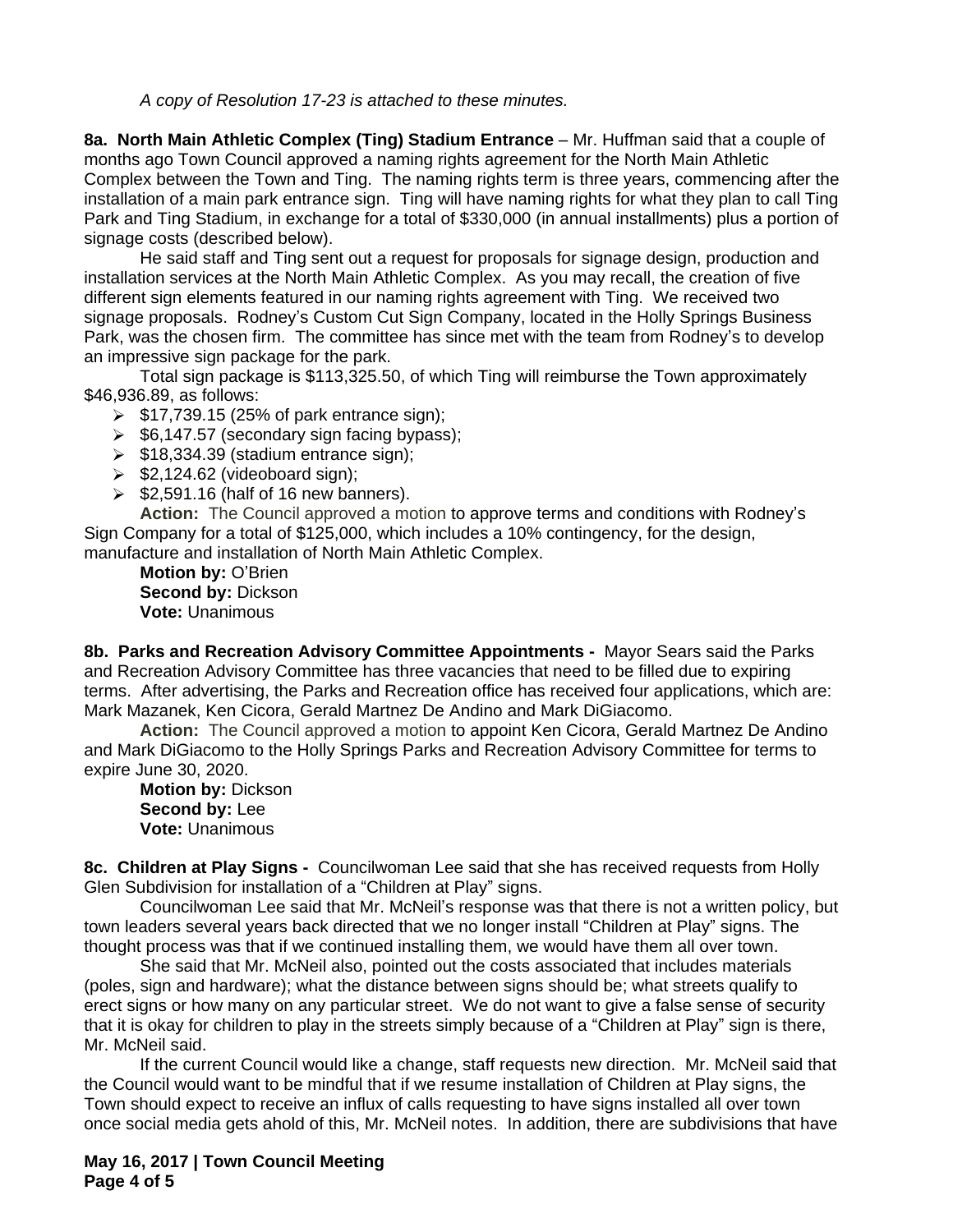*A copy of Resolution 17-23 is attached to these minutes.*

**8a. North Main Athletic Complex (Ting) Stadium Entrance** – Mr. Huffman said that a couple of months ago Town Council approved a naming rights agreement for the North Main Athletic Complex between the Town and Ting. The naming rights term is three years, commencing after the installation of a main park entrance sign. Ting will have naming rights for what they plan to call Ting Park and Ting Stadium, in exchange for a total of $330,000 (in annual installments) plus a portion of signage costs (described below).

He said staff and Ting sent out a request for proposals for signage design, production and installation services at the North Main Athletic Complex. As you may recall, the creation of five different sign elements featured in our naming rights agreement with Ting. We received two signage proposals. Rodney's Custom Cut Sign Company, located in the Holly Springs Business Park, was the chosen firm. The committee has since met with the team from Rodney's to develop an impressive sign package for the park.

Total sign package is $113,325.50, of which Ting will reimburse the Town approximately $46,936.89, as follows:

- $17,739.15 (25% of park entrance sign);
- $6,147.57 (secondary sign facing bypass);
- $18,334.39 (stadium entrance sign);
- $2,124.62 (videoboard sign);
- $2,591.16 (half of 16 new banners).

**Action:** The Council approved a motion to approve terms and conditions with Rodney's Sign Company for a total of $125,000, which includes a 10% contingency, for the design, manufacture and installation of North Main Athletic Complex.

**Motion by:** O'Brien
**Second by:** Dickson
**Vote:** Unanimous

**8b. Parks and Recreation Advisory Committee Appointments -** Mayor Sears said the Parks and Recreation Advisory Committee has three vacancies that need to be filled due to expiring terms. After advertising, the Parks and Recreation office has received four applications, which are: Mark Mazanek, Ken Cicora, Gerald Martnez De Andino and Mark DiGiacomo.

**Action:** The Council approved a motion to appoint Ken Cicora, Gerald Martnez De Andino and Mark DiGiacomo to the Holly Springs Parks and Recreation Advisory Committee for terms to expire June 30, 2020.

**Motion by:** Dickson
**Second by:** Lee
**Vote:** Unanimous

**8c. Children at Play Signs -** Councilwoman Lee said that she has received requests from Holly Glen Subdivision for installation of a "Children at Play" signs.

Councilwoman Lee said that Mr. McNeil's response was that there is not a written policy, but town leaders several years back directed that we no longer install "Children at Play" signs. The thought process was that if we continued installing them, we would have them all over town.

She said that Mr. McNeil also, pointed out the costs associated that includes materials (poles, sign and hardware); what the distance between signs should be; what streets qualify to erect signs or how many on any particular street. We do not want to give a false sense of security that it is okay for children to play in the streets simply because of a "Children at Play" sign is there, Mr. McNeil said.

If the current Council would like a change, staff requests new direction. Mr. McNeil said that the Council would want to be mindful that if we resume installation of Children at Play signs, the Town should expect to receive an influx of calls requesting to have signs installed all over town once social media gets ahold of this, Mr. McNeil notes. In addition, there are subdivisions that have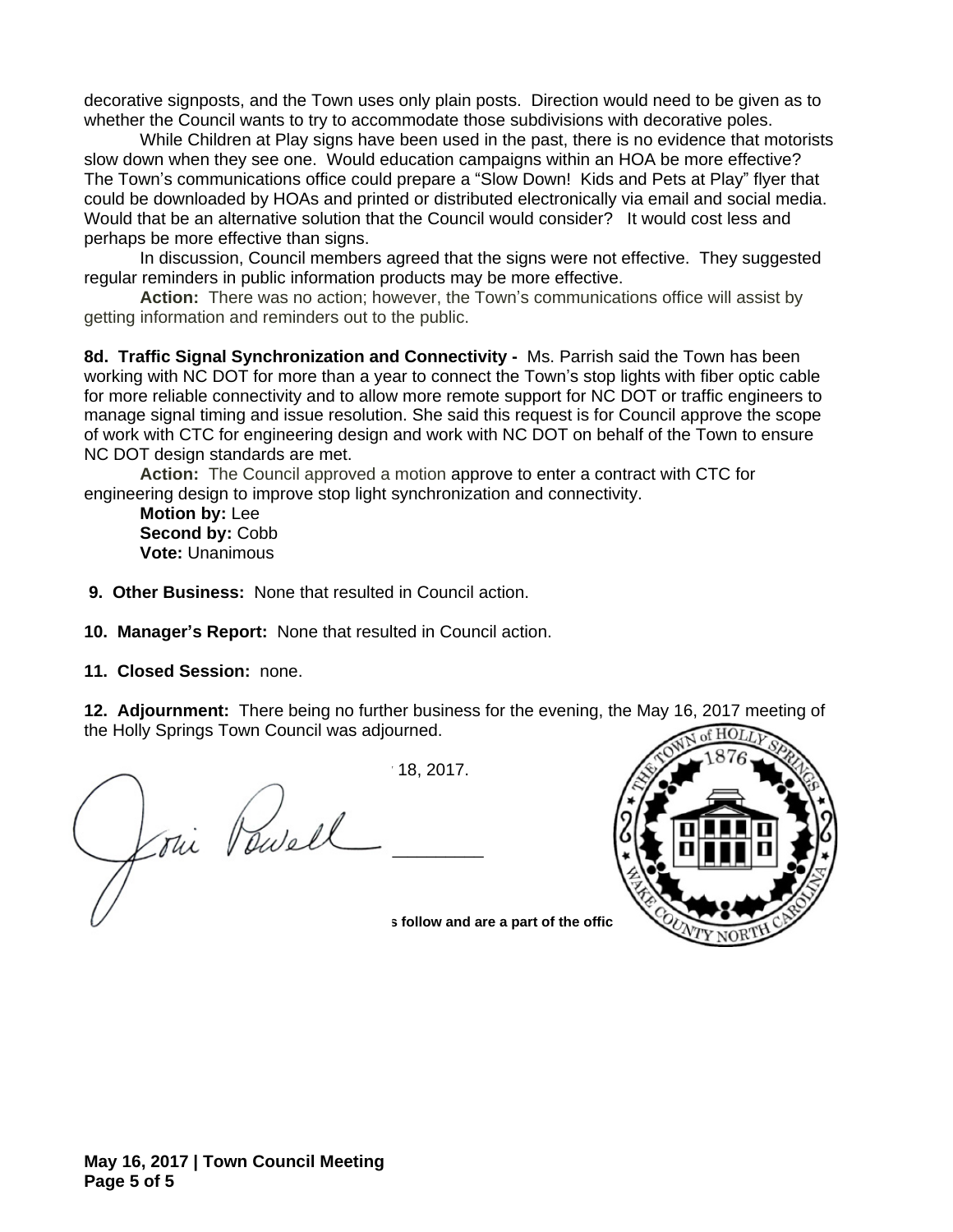decorative signposts, and the Town uses only plain posts. Direction would need to be given as to whether the Council wants to try to accommodate those subdivisions with decorative poles.

While Children at Play signs have been used in the past, there is no evidence that motorists slow down when they see one. Would education campaigns within an HOA be more effective? The Town's communications office could prepare a "Slow Down! Kids and Pets at Play" flyer that could be downloaded by HOAs and printed or distributed electronically via email and social media. Would that be an alternative solution that the Council would consider? It would cost less and perhaps be more effective than signs.

In discussion, Council members agreed that the signs were not effective. They suggested regular reminders in public information products may be more effective.

**Action:** There was no action; however, the Town's communications office will assist by getting information and reminders out to the public.

**8d. Traffic Signal Synchronization and Connectivity -** Ms. Parrish said the Town has been working with NC DOT for more than a year to connect the Town's stop lights with fiber optic cable for more reliable connectivity and to allow more remote support for NC DOT or traffic engineers to manage signal timing and issue resolution. She said this request is for Council approve the scope of work with CTC for engineering design and work with NC DOT on behalf of the Town to ensure NC DOT design standards are met.

**Action:** The Council approved a motion approve to enter a contract with CTC for engineering design to improve stop light synchronization and connectivity.

**Motion by:** Lee
**Second by:** Cobb
**Vote:** Unanimous

**9. Other Business:** None that resulted in Council action.

**10. Manager's Report:** None that resulted in Council action.

**11. Closed Session:** none.

**12. Adjournment:** There being no further business for the evening, the May 16, 2017 meeting of the Holly Springs Town Council was adjourned.

18, 2017.

Joni Powell ________

**s follow and are a part of the offic**